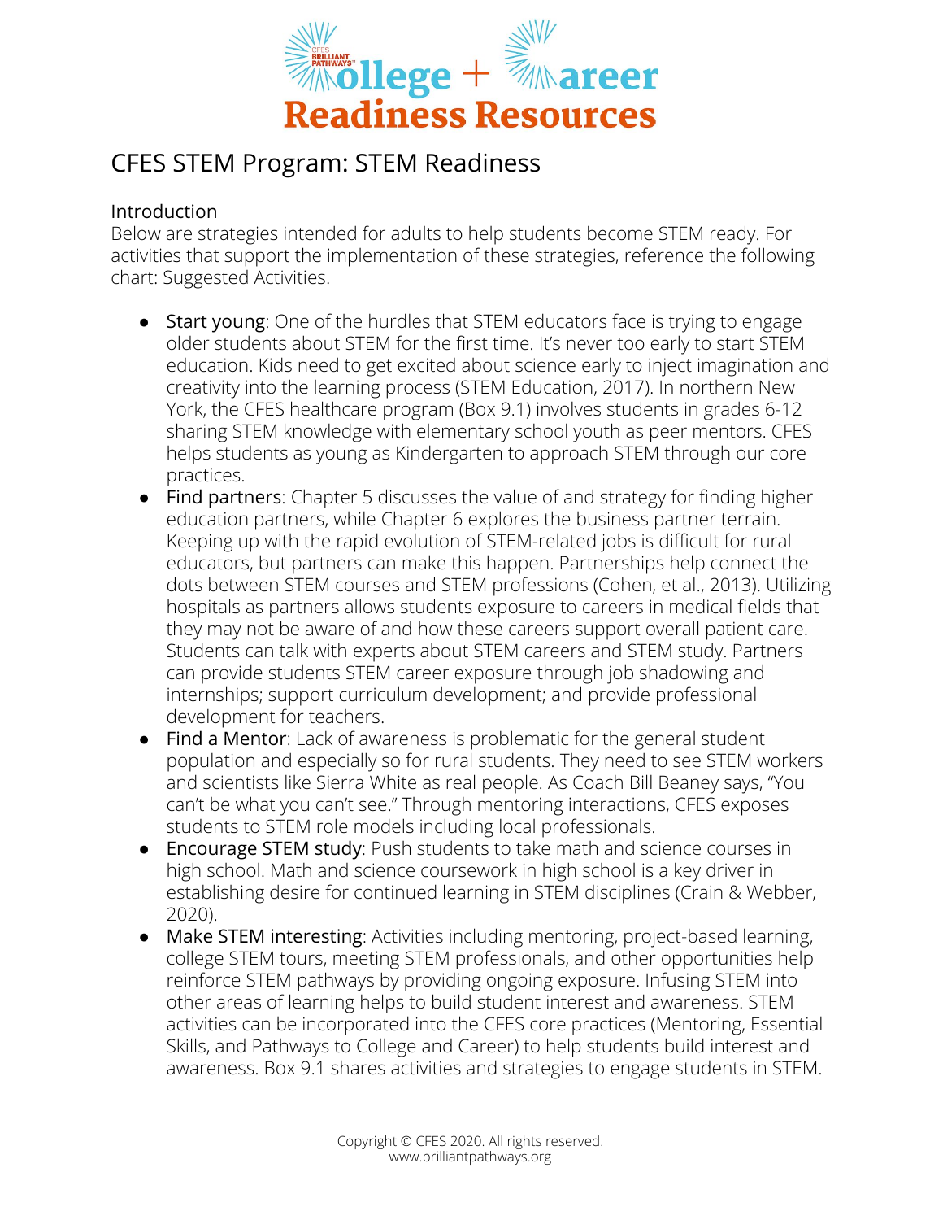# CFES STEM Program: STEM Readiness

## Introduction

Below are strategies intended for adults to help students become STEM ready. For activities that support the implementation of these strategies, reference the following chart: Suggested Activities.

- Start young: One of the hurdles that STEM educators face is trying to engage older students about STEM for the first time. It's never too early to start STEM education. Kids need to get excited about science early to inject imagination and creativity into the learning process (STEM Education, 2017). In northern New York, the CFES healthcare program (Box 9.1) involves students in grades 6-12 sharing STEM knowledge with elementary school youth as peer mentors. CFES helps students as young as Kindergarten to approach STEM through our core practices.
- Find partners: Chapter 5 discusses the value of and strategy for finding higher education partners, while Chapter 6 explores the business partner terrain. Keeping up with the rapid evolution of STEM-related jobs is difficult for rural educators, but partners can make this happen. Partnerships help connect the dots between STEM courses and STEM professions (Cohen, et al., 2013). Utilizing hospitals as partners allows students exposure to careers in medical fields that they may not be aware of and how these careers support overall patient care. Students can talk with experts about STEM careers and STEM study. Partners can provide students STEM career exposure through job shadowing and internships; support curriculum development; and provide professional development for teachers.
- Find a Mentor: Lack of awareness is problematic for the general student population and especially so for rural students. They need to see STEM workers and scientists like Sierra White as real people. As Coach Bill Beaney says, "You can't be what you can't see." Through mentoring interactions, CFES exposes students to STEM role models including local professionals.
- Encourage STEM study: Push students to take math and science courses in high school. Math and science coursework in high school is a key driver in establishing desire for continued learning in STEM disciplines (Crain & Webber, 2020).
- Make STEM interesting: Activities including mentoring, project-based learning, college STEM tours, meeting STEM professionals, and other opportunities help reinforce STEM pathways by providing ongoing exposure. Infusing STEM into other areas of learning helps to build student interest and awareness. STEM activities can be incorporated into the CFES core practices (Mentoring, Essential Skills, and Pathways to College and Career) to help students build interest and awareness. Box 9.1 shares activities and strategies to engage students in STEM.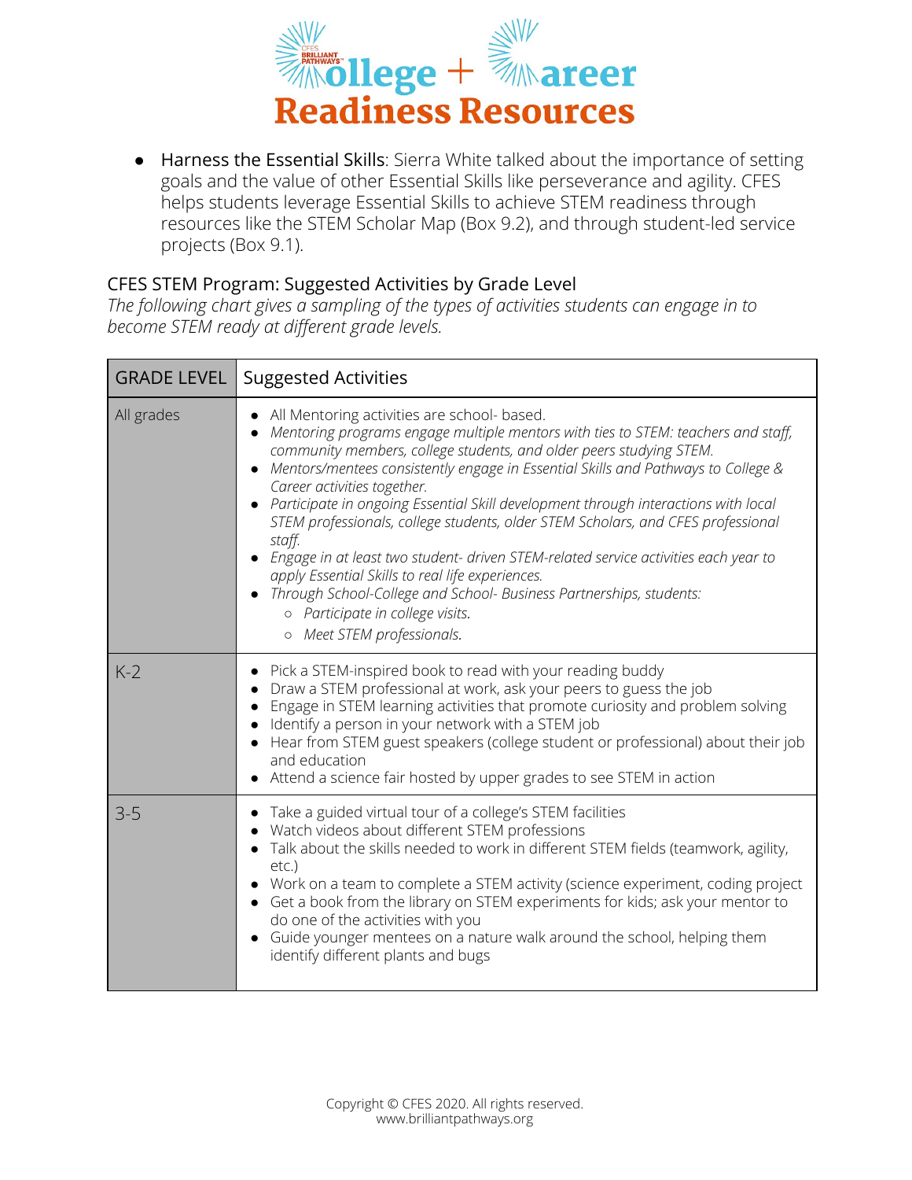- Harness the Essential Skills: Sierra White talked about the importance of setting goals and the value of other Essential Skills like perseverance and agility. CFES helps students leverage Essential Skills to achieve STEM readiness through resources like the STEM Scholar Map (Box 9.2), and through student-led service projects (Box 9.1).

### CFES STEM Program: Suggested Activities by Grade Level

*The following chart gives a sampling of the types of activities students can engage in to become STEM ready at different grade levels.*

| GRADE LEVEL | Suggested Activities |
|---|---|
| All grades | • All Mentoring activities are school- based.<br>• *Mentoring programs engage multiple mentors with ties to STEM: teachers and staff, community members, college students, and older peers studying STEM.*<br>• *Mentors/mentees consistently engage in Essential Skills and Pathways to College & Career activities together.*<br>• *Participate in ongoing Essential Skill development through interactions with local STEM professionals, college students, older STEM Scholars, and CFES professional staff.*<br>• *Engage in at least two student- driven STEM-related service activities each year to apply Essential Skills to real life experiences.*<br>• *Through School-College and School- Business Partnerships, students:*<br>&nbsp;&nbsp;&nbsp;&nbsp;○ *Participate in college visits.*<br>&nbsp;&nbsp;&nbsp;&nbsp;○ *Meet STEM professionals.* |
| K-2 | • Pick a STEM-inspired book to read with your reading buddy<br>• Draw a STEM professional at work, ask your peers to guess the job<br>• Engage in STEM learning activities that promote curiosity and problem solving<br>• Identify a person in your network with a STEM job<br>• Hear from STEM guest speakers (college student or professional) about their job and education<br>• Attend a science fair hosted by upper grades to see STEM in action |
| 3-5 | • Take a guided virtual tour of a college's STEM facilities<br>• Watch videos about different STEM professions<br>• Talk about the skills needed to work in different STEM fields (teamwork, agility, etc.)<br>• Work on a team to complete a STEM activity (science experiment, coding project<br>• Get a book from the library on STEM experiments for kids; ask your mentor to do one of the activities with you<br>• Guide younger mentees on a nature walk around the school, helping them identify different plants and bugs |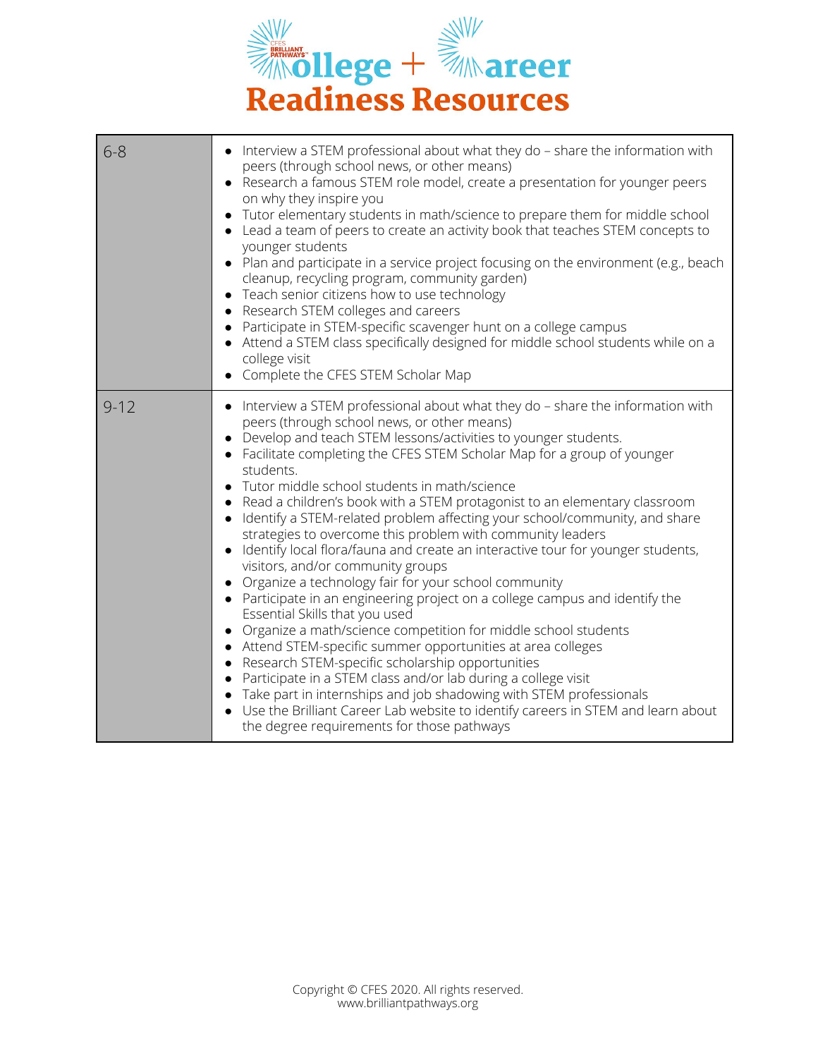| | |
|---|---|
| 6-8 | • Interview a STEM professional about what they do – share the information with peers (through school news, or other means)<br>• Research a famous STEM role model, create a presentation for younger peers on why they inspire you<br>• Tutor elementary students in math/science to prepare them for middle school<br>• Lead a team of peers to create an activity book that teaches STEM concepts to younger students<br>• Plan and participate in a service project focusing on the environment (e.g., beach cleanup, recycling program, community garden)<br>• Teach senior citizens how to use technology<br>• Research STEM colleges and careers<br>• Participate in STEM-specific scavenger hunt on a college campus<br>• Attend a STEM class specifically designed for middle school students while on a college visit<br>• Complete the CFES STEM Scholar Map |
| 9-12 | • Interview a STEM professional about what they do – share the information with peers (through school news, or other means)<br>• Develop and teach STEM lessons/activities to younger students.<br>• Facilitate completing the CFES STEM Scholar Map for a group of younger students.<br>• Tutor middle school students in math/science<br>• Read a children's book with a STEM protagonist to an elementary classroom<br>• Identify a STEM-related problem affecting your school/community, and share strategies to overcome this problem with community leaders<br>• Identify local flora/fauna and create an interactive tour for younger students, visitors, and/or community groups<br>• Organize a technology fair for your school community<br>• Participate in an engineering project on a college campus and identify the Essential Skills that you used<br>• Organize a math/science competition for middle school students<br>• Attend STEM-specific summer opportunities at area colleges<br>• Research STEM-specific scholarship opportunities<br>• Participate in a STEM class and/or lab during a college visit<br>• Take part in internships and job shadowing with STEM professionals<br>• Use the Brilliant Career Lab website to identify careers in STEM and learn about the degree requirements for those pathways |